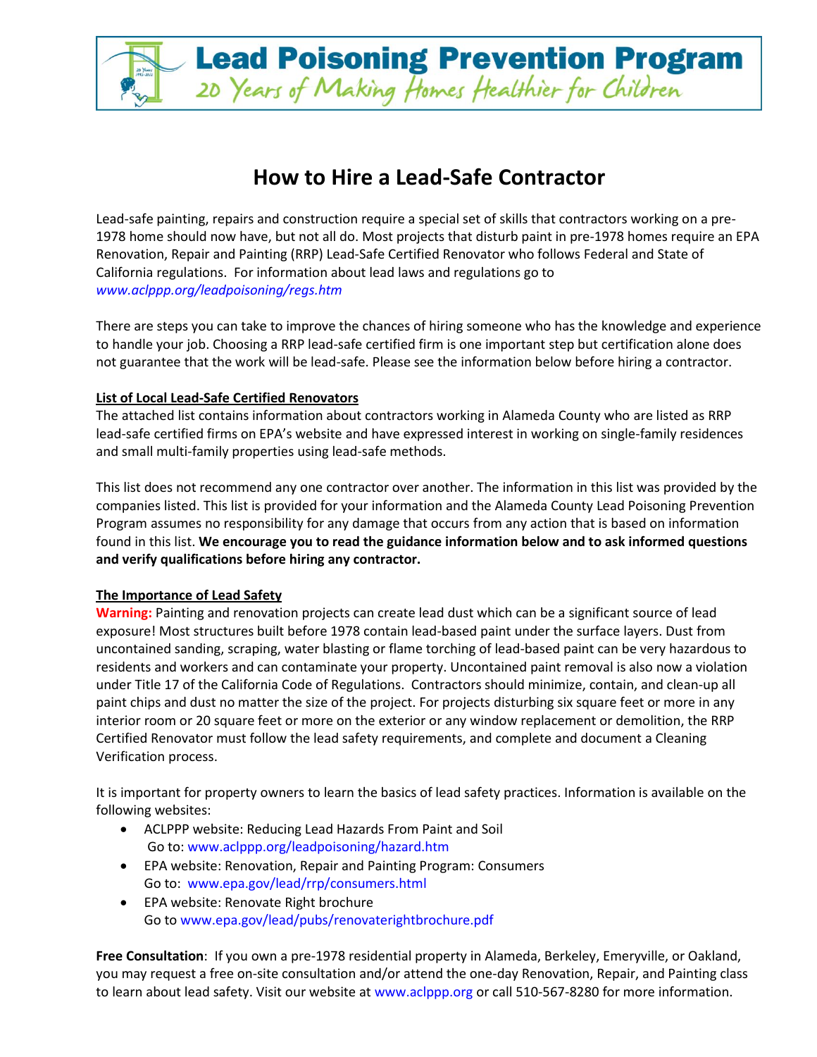# Lead Poisoning Prevention Program

*20 Years of Making Homes Healthier for Children*

## How to Hire a Lead-Safe Contractor

Lead-safe painting, repairs and construction require a special set of skills that contractors working on a pre-1978 home should now have, but not all do. Most projects that disturb paint in pre-1978 homes require an EPA Renovation, Repair and Painting (RRP) Lead-Safe Certified Renovator who follows Federal and State of California regulations. For information about lead laws and regulations go to *www.aclppp.org/leadpoisoning/regs.htm*

There are steps you can take to improve the chances of hiring someone who has the knowledge and experience to handle your job. Choosing a RRP lead-safe certified firm is one important step but certification alone does not guarantee that the work will be lead-safe. Please see the information below before hiring a contractor.

**List of Local Lead-Safe Certified Renovators**

The attached list contains information about contractors working in Alameda County who are listed as RRP lead-safe certified firms on EPA's website and have expressed interest in working on single-family residences and small multi-family properties using lead-safe methods.

This list does not recommend any one contractor over another. The information in this list was provided by the companies listed. This list is provided for your information and the Alameda County Lead Poisoning Prevention Program assumes no responsibility for any damage that occurs from any action that is based on information found in this list. **We encourage you to read the guidance information below and to ask informed questions and verify qualifications before hiring any contractor.**

**The Importance of Lead Safety**

**Warning:** Painting and renovation projects can create lead dust which can be a significant source of lead exposure! Most structures built before 1978 contain lead-based paint under the surface layers. Dust from uncontained sanding, scraping, water blasting or flame torching of lead-based paint can be very hazardous to residents and workers and can contaminate your property. Uncontained paint removal is also now a violation under Title 17 of the California Code of Regulations. Contractors should minimize, contain, and clean-up all paint chips and dust no matter the size of the project. For projects disturbing six square feet or more in any interior room or 20 square feet or more on the exterior or any window replacement or demolition, the RRP Certified Renovator must follow the lead safety requirements, and complete and document a Cleaning Verification process.

It is important for property owners to learn the basics of lead safety practices. Information is available on the following websites:

- ACLPPP website: Reducing Lead Hazards From Paint and Soil
  Go to: www.aclppp.org/leadpoisoning/hazard.htm
- EPA website: Renovation, Repair and Painting Program: Consumers
  Go to: www.epa.gov/lead/rrp/consumers.html
- EPA website: Renovate Right brochure
  Go to www.epa.gov/lead/pubs/renovaterightbrochure.pdf

**Free Consultation**: If you own a pre-1978 residential property in Alameda, Berkeley, Emeryville, or Oakland, you may request a free on-site consultation and/or attend the one-day Renovation, Repair, and Painting class to learn about lead safety. Visit our website at www.aclppp.org or call 510-567-8280 for more information.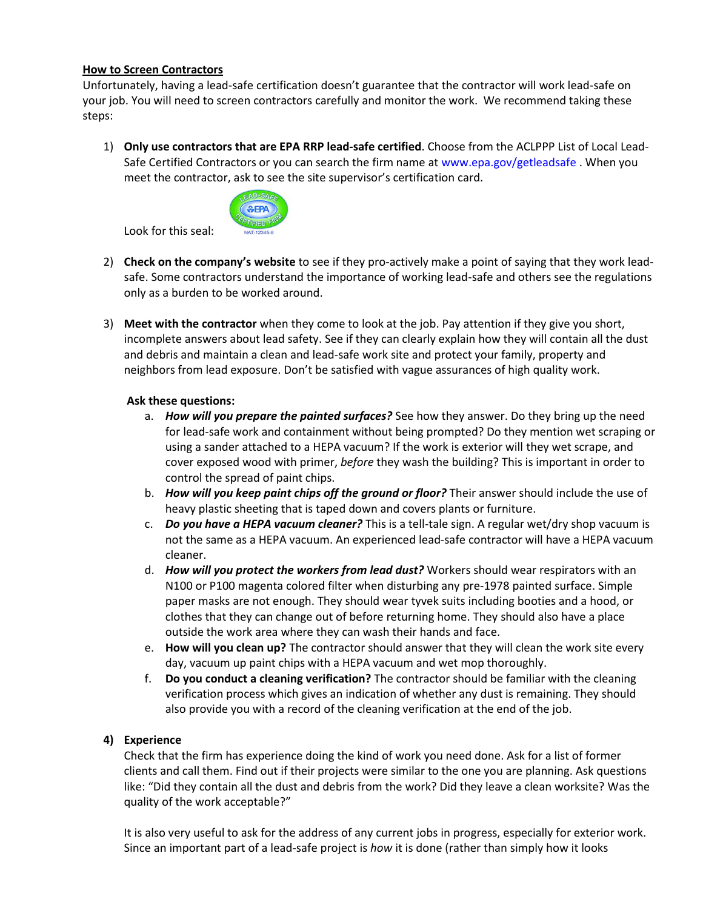## How to Screen Contractors

Unfortunately, having a lead-safe certification doesn't guarantee that the contractor will work lead-safe on your job. You will need to screen contractors carefully and monitor the work. We recommend taking these steps:

1) **Only use contractors that are EPA RRP lead-safe certified**. Choose from the ACLPPP List of Local Lead-Safe Certified Contractors or you can search the firm name at www.epa.gov/getleadsafe . When you meet the contractor, ask to see the site supervisor's certification card.

   Look for this seal:

2) **Check on the company's website** to see if they pro-actively make a point of saying that they work lead-safe. Some contractors understand the importance of working lead-safe and others see the regulations only as a burden to be worked around.

3) **Meet with the contractor** when they come to look at the job. Pay attention if they give you short, incomplete answers about lead safety. See if they can clearly explain how they will contain all the dust and debris and maintain a clean and lead-safe work site and protect your family, property and neighbors from lead exposure. Don't be satisfied with vague assurances of high quality work.

   **Ask these questions:**

   a. ***How will you prepare the painted surfaces?*** See how they answer. Do they bring up the need for lead-safe work and containment without being prompted? Do they mention wet scraping or using a sander attached to a HEPA vacuum? If the work is exterior will they wet scrape, and cover exposed wood with primer, *before* they wash the building? This is important in order to control the spread of paint chips.
   b. ***How will you keep paint chips off the ground or floor?*** Their answer should include the use of heavy plastic sheeting that is taped down and covers plants or furniture.
   c. ***Do you have a HEPA vacuum cleaner?*** This is a tell-tale sign. A regular wet/dry shop vacuum is not the same as a HEPA vacuum. An experienced lead-safe contractor will have a HEPA vacuum cleaner.
   d. ***How will you protect the workers from lead dust?*** Workers should wear respirators with an N100 or P100 magenta colored filter when disturbing any pre-1978 painted surface. Simple paper masks are not enough. They should wear tyvek suits including booties and a hood, or clothes that they can change out of before returning home. They should also have a place outside the work area where they can wash their hands and face.
   e. **How will you clean up?** The contractor should answer that they will clean the work site every day, vacuum up paint chips with a HEPA vacuum and wet mop thoroughly.
   f. **Do you conduct a cleaning verification?** The contractor should be familiar with the cleaning verification process which gives an indication of whether any dust is remaining. They should also provide you with a record of the cleaning verification at the end of the job.

4) **Experience**

   Check that the firm has experience doing the kind of work you need done. Ask for a list of former clients and call them. Find out if their projects were similar to the one you are planning. Ask questions like: "Did they contain all the dust and debris from the work? Did they leave a clean worksite? Was the quality of the work acceptable?"

   It is also very useful to ask for the address of any current jobs in progress, especially for exterior work. Since an important part of a lead-safe project is *how* it is done (rather than simply how it looks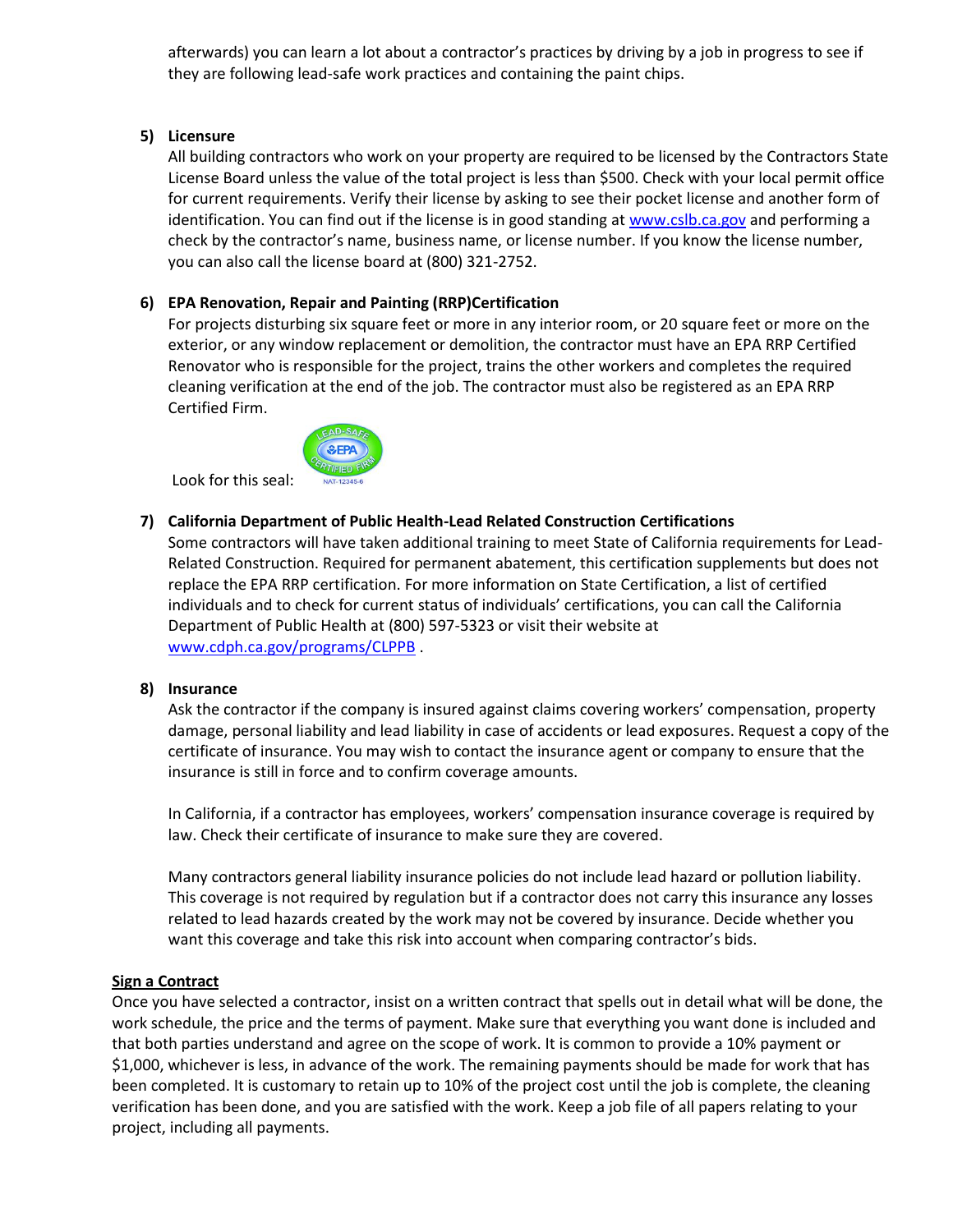afterwards) you can learn a lot about a contractor's practices by driving by a job in progress to see if they are following lead-safe work practices and containing the paint chips.

5) **Licensure**

   All building contractors who work on your property are required to be licensed by the Contractors State License Board unless the value of the total project is less than $500. Check with your local permit office for current requirements. Verify their license by asking to see their pocket license and another form of identification. You can find out if the license is in good standing at [www.cslb.ca.gov](http://www.cslb.ca.gov) and performing a check by the contractor's name, business name, or license number. If you know the license number, you can also call the license board at (800) 321-2752.

6) **EPA Renovation, Repair and Painting (RRP)Certification**

   For projects disturbing six square feet or more in any interior room, or 20 square feet or more on the exterior, or any window replacement or demolition, the contractor must have an EPA RRP Certified Renovator who is responsible for the project, trains the other workers and completes the required cleaning verification at the end of the job. The contractor must also be registered as an EPA RRP Certified Firm.

   Look for this seal:

7) **California Department of Public Health-Lead Related Construction Certifications**

   Some contractors will have taken additional training to meet State of California requirements for Lead-Related Construction. Required for permanent abatement, this certification supplements but does not replace the EPA RRP certification. For more information on State Certification, a list of certified individuals and to check for current status of individuals' certifications, you can call the California Department of Public Health at (800) 597-5323 or visit their website at [www.cdph.ca.gov/programs/CLPPB](http://www.cdph.ca.gov/programs/CLPPB) .

8) **Insurance**

   Ask the contractor if the company is insured against claims covering workers' compensation, property damage, personal liability and lead liability in case of accidents or lead exposures. Request a copy of the certificate of insurance. You may wish to contact the insurance agent or company to ensure that the insurance is still in force and to confirm coverage amounts.

   In California, if a contractor has employees, workers' compensation insurance coverage is required by law. Check their certificate of insurance to make sure they are covered.

   Many contractors general liability insurance policies do not include lead hazard or pollution liability. This coverage is not required by regulation but if a contractor does not carry this insurance any losses related to lead hazards created by the work may not be covered by insurance. Decide whether you want this coverage and take this risk into account when comparing contractor's bids.

**Sign a Contract**

Once you have selected a contractor, insist on a written contract that spells out in detail what will be done, the work schedule, the price and the terms of payment. Make sure that everything you want done is included and that both parties understand and agree on the scope of work. It is common to provide a 10% payment or $1,000, whichever is less, in advance of the work. The remaining payments should be made for work that has been completed. It is customary to retain up to 10% of the project cost until the job is complete, the cleaning verification has been done, and you are satisfied with the work. Keep a job file of all papers relating to your project, including all payments.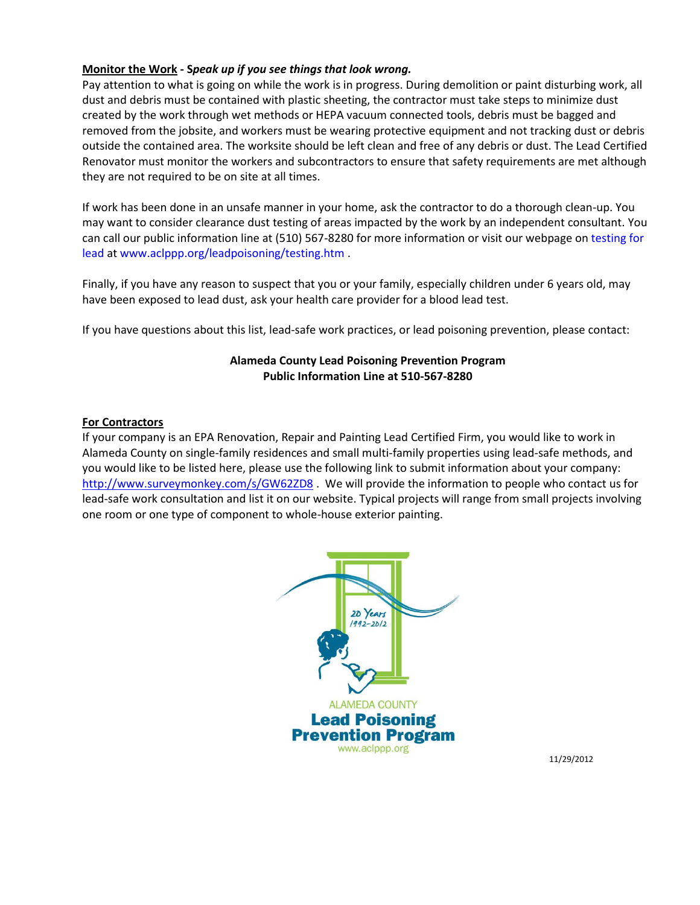**Monitor the Work** - ***Speak up if you see things that look wrong.***

Pay attention to what is going on while the work is in progress. During demolition or paint disturbing work, all dust and debris must be contained with plastic sheeting, the contractor must take steps to minimize dust created by the work through wet methods or HEPA vacuum connected tools, debris must be bagged and removed from the jobsite, and workers must be wearing protective equipment and not tracking dust or debris outside the contained area. The worksite should be left clean and free of any debris or dust. The Lead Certified Renovator must monitor the workers and subcontractors to ensure that safety requirements are met although they are not required to be on site at all times.

If work has been done in an unsafe manner in your home, ask the contractor to do a thorough clean-up. You may want to consider clearance dust testing of areas impacted by the work by an independent consultant. You can call our public information line at (510) 567-8280 for more information or visit our webpage on testing for lead at www.aclppp.org/leadpoisoning/testing.htm .

Finally, if you have any reason to suspect that you or your family, especially children under 6 years old, may have been exposed to lead dust, ask your health care provider for a blood lead test.

If you have questions about this list, lead-safe work practices, or lead poisoning prevention, please contact:

**Alameda County Lead Poisoning Prevention Program**
**Public Information Line at 510-567-8280**

**For Contractors**

If your company is an EPA Renovation, Repair and Painting Lead Certified Firm, you would like to work in Alameda County on single-family residences and small multi-family properties using lead-safe methods, and you would like to be listed here, please use the following link to submit information about your company: http://www.surveymonkey.com/s/GW62ZD8 . We will provide the information to people who contact us for lead-safe work consultation and list it on our website. Typical projects will range from small projects involving one room or one type of component to whole-house exterior painting.

20 Years 1992-2012

ALAMEDA COUNTY
**Lead Poisoning Prevention Program**
www.aclppp.org

11/29/2012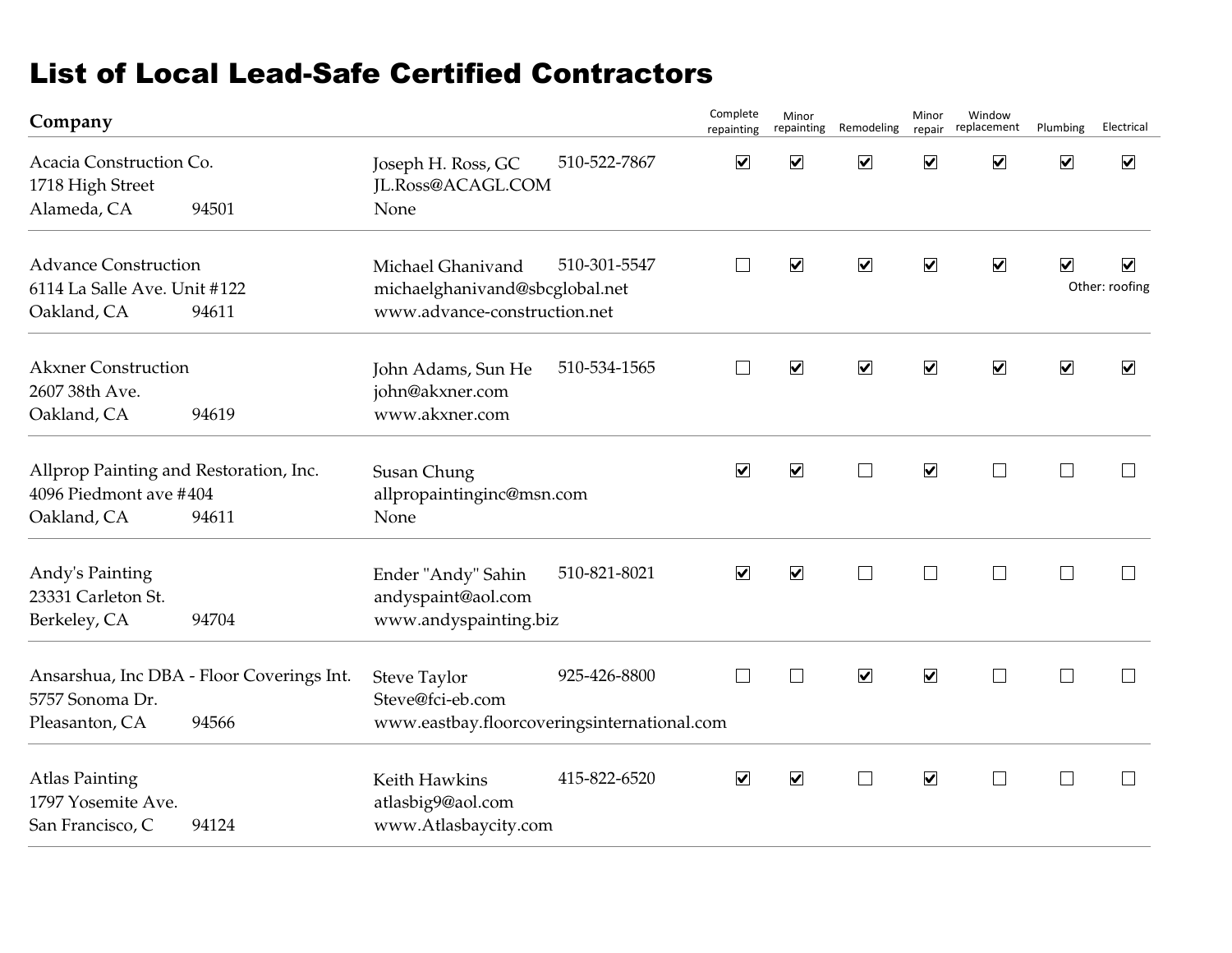# List of Local Lead-Safe Certified Contractors

| Company | Contact | Phone | Complete repainting | Minor repainting | Remodeling | Minor repair | Window replacement | Plumbing | Electrical |
|---|---|---|---|---|---|---|---|---|---|
| Acacia Construction Co.<br>1718 High Street<br>Alameda, CA 94501 | Joseph H. Ross, GC<br>JL.Ross@ACAGL.COM<br>None | 510-522-7867 | ☑ | ☑ | ☑ | ☑ | ☑ | ☑ | ☑ |
| Advance Construction<br>6114 La Salle Ave. Unit #122<br>Oakland, CA 94611 | Michael Ghanivand<br>michaelghanivand@sbcglobal.net<br>www.advance-construction.net | 510-301-5547 | ☐ | ☑ | ☑ | ☑ | ☑ | ☑ | ☑<br>Other: roofing |
| Akxner Construction<br>2607 38th Ave.<br>Oakland, CA 94619 | John Adams, Sun He<br>john@akxner.com<br>www.akxner.com | 510-534-1565 | ☐ | ☑ | ☑ | ☑ | ☑ | ☑ | ☑ |
| Allprop Painting and Restoration, Inc.<br>4096 Piedmont ave #404<br>Oakland, CA 94611 | Susan Chung<br>allpropaintinginc@msn.com<br>None | | ☑ | ☑ | ☐ | ☑ | ☐ | ☐ | ☐ |
| Andy's Painting<br>23331 Carleton St.<br>Berkeley, CA 94704 | Ender "Andy" Sahin<br>andyspaint@aol.com<br>www.andyspainting.biz | 510-821-8021 | ☑ | ☑ | ☐ | ☐ | ☐ | ☐ | ☐ |
| Ansarshua, Inc DBA - Floor Coverings Int.<br>5757 Sonoma Dr.<br>Pleasanton, CA 94566 | Steve Taylor<br>Steve@fci-eb.com<br>www.eastbay.floorcoveringsinternational.com | 925-426-8800 | ☐ | ☐ | ☑ | ☑ | ☐ | ☐ | ☐ |
| Atlas Painting<br>1797 Yosemite Ave.<br>San Francisco, C 94124 | Keith Hawkins<br>atlasbig9@aol.com<br>www.Atlasbaycity.com | 415-822-6520 | ☑ | ☑ | ☐ | ☑ | ☐ | ☐ | ☐ |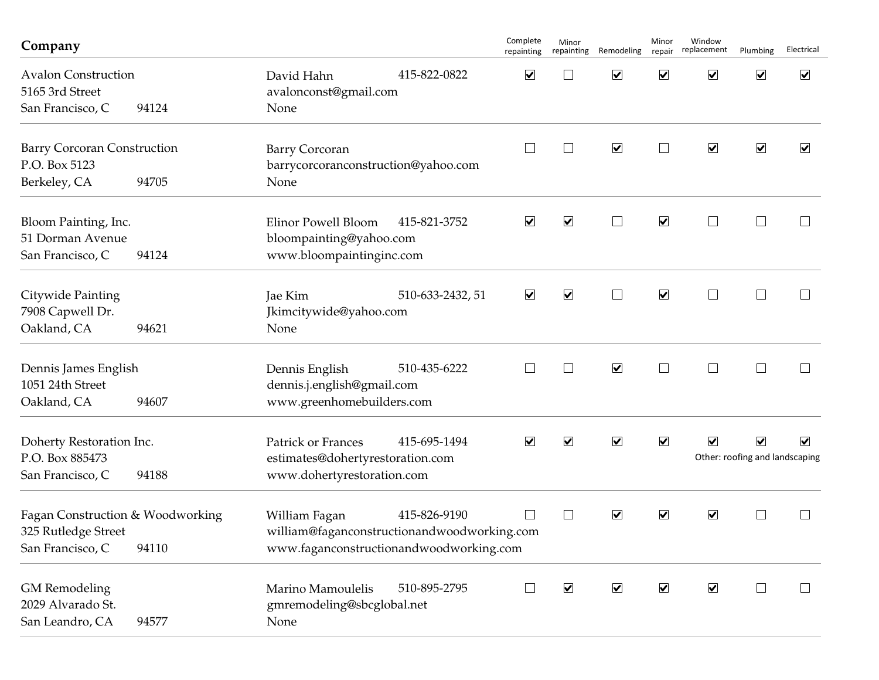| Company | Contact | Phone | Complete repainting | Minor repainting | Remodeling | Minor repair | Window replacement | Plumbing | Electrical |
|---|---|---|---|---|---|---|---|---|---|
| Avalon Construction<br>5165 3rd Street<br>San Francisco, C 94124 | David Hahn<br>avalonconst@gmail.com<br>None | 415-822-0822 | ☑ | ☐ | ☑ | ☑ | ☑ | ☑ | ☑ |
| Barry Corcoran Construction<br>P.O. Box 5123<br>Berkeley, CA 94705 | Barry Corcoran<br>barrycorcoranconstruction@yahoo.com<br>None | | ☐ | ☐ | ☑ | ☐ | ☑ | ☑ | ☑ |
| Bloom Painting, Inc.<br>51 Dorman Avenue<br>San Francisco, C 94124 | Elinor Powell Bloom<br>bloompainting@yahoo.com<br>www.bloompaintinginc.com | 415-821-3752 | ☑ | ☑ | ☐ | ☑ | ☐ | ☐ | ☐ |
| Citywide Painting<br>7908 Capwell Dr.<br>Oakland, CA 94621 | Jae Kim<br>Jkimcitywide@yahoo.com<br>None | 510-633-2432, 51 | ☑ | ☑ | ☐ | ☑ | ☐ | ☐ | ☐ |
| Dennis James English<br>1051 24th Street<br>Oakland, CA 94607 | Dennis English<br>dennis.j.english@gmail.com<br>www.greenhomebuilders.com | 510-435-6222 | ☐ | ☐ | ☑ | ☐ | ☐ | ☐ | ☐ |
| Doherty Restoration Inc.<br>P.O. Box 885473<br>San Francisco, C 94188 | Patrick or Frances<br>estimates@dohertyrestoration.com<br>www.dohertyrestoration.com | 415-695-1494 | ☑ | ☑ | ☑ | ☑ | ☑ | ☑ | ☑ Other: roofing and landscaping |
| Fagan Construction & Woodworking<br>325 Rutledge Street<br>San Francisco, C 94110 | William Fagan<br>william@faganconstructionandwoodworking.com<br>www.faganconstructionandwoodworking.com | 415-826-9190 | ☐ | ☐ | ☑ | ☑ | ☑ | ☐ | ☐ |
| GM Remodeling<br>2029 Alvarado St.<br>San Leandro, CA 94577 | Marino Mamoulelis<br>gmremodeling@sbcglobal.net<br>None | 510-895-2795 | ☐ | ☑ | ☑ | ☑ | ☑ | ☐ | ☐ |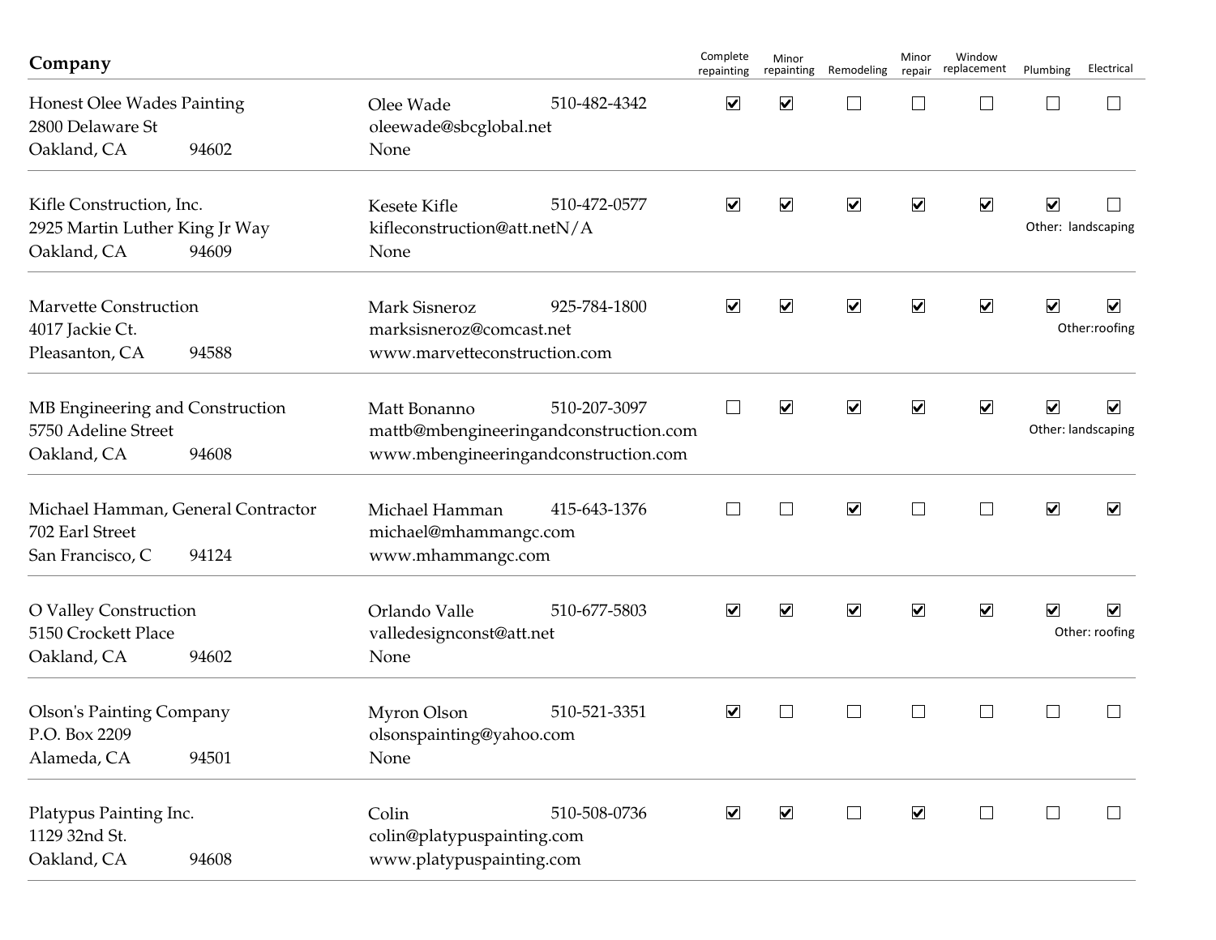| Company | Contact | Phone | Complete repainting | Minor repainting | Remodeling | Minor repair | Window replacement | Plumbing | Electrical |
|---|---|---|---|---|---|---|---|---|---|
| Honest Olee Wades Painting<br>2800 Delaware St<br>Oakland, CA 94602 | Olee Wade<br>oleewade@sbcglobal.net<br>None | 510-482-4342 | ☑ | ☑ | ☐ | ☐ | ☐ | ☐ | ☐ |
| Kifle Construction, Inc.<br>2925 Martin Luther King Jr Way<br>Oakland, CA 94609 | Kesete Kifle<br>kifleconstruction@att.netN/A<br>None | 510-472-0577 | ☑ | ☑ | ☑ | ☑ | ☑ | ☑ | ☐<br>Other: landscaping |
| Marvette Construction<br>4017 Jackie Ct.<br>Pleasanton, CA 94588 | Mark Sisneroz<br>marksisneroz@comcast.net<br>www.marvetteconstruction.com | 925-784-1800 | ☑ | ☑ | ☑ | ☑ | ☑ | ☑ | ☑<br>Other:roofing |
| MB Engineering and Construction<br>5750 Adeline Street<br>Oakland, CA 94608 | Matt Bonanno<br>mattb@mbengineeringandconstruction.com<br>www.mbengineeringandconstruction.com | 510-207-3097 | ☐ | ☑ | ☑ | ☑ | ☑ | ☑ | ☑<br>Other: landscaping |
| Michael Hamman, General Contractor<br>702 Earl Street<br>San Francisco, C 94124 | Michael Hamman<br>michael@mhammangc.com<br>www.mhammangc.com | 415-643-1376 | ☐ | ☐ | ☑ | ☐ | ☐ | ☑ | ☑ |
| O Valley Construction<br>5150 Crockett Place<br>Oakland, CA 94602 | Orlando Valle<br>valledesignconst@att.net<br>None | 510-677-5803 | ☑ | ☑ | ☑ | ☑ | ☑ | ☑ | ☑<br>Other: roofing |
| Olson's Painting Company<br>P.O. Box 2209<br>Alameda, CA 94501 | Myron Olson<br>olsonspainting@yahoo.com<br>None | 510-521-3351 | ☑ | ☐ | ☐ | ☐ | ☐ | ☐ | ☐ |
| Platypus Painting Inc.<br>1129 32nd St.<br>Oakland, CA 94608 | Colin<br>colin@platypuspainting.com<br>www.platypuspainting.com | 510-508-0736 | ☑ | ☑ | ☐ | ☑ | ☐ | ☐ | ☐ |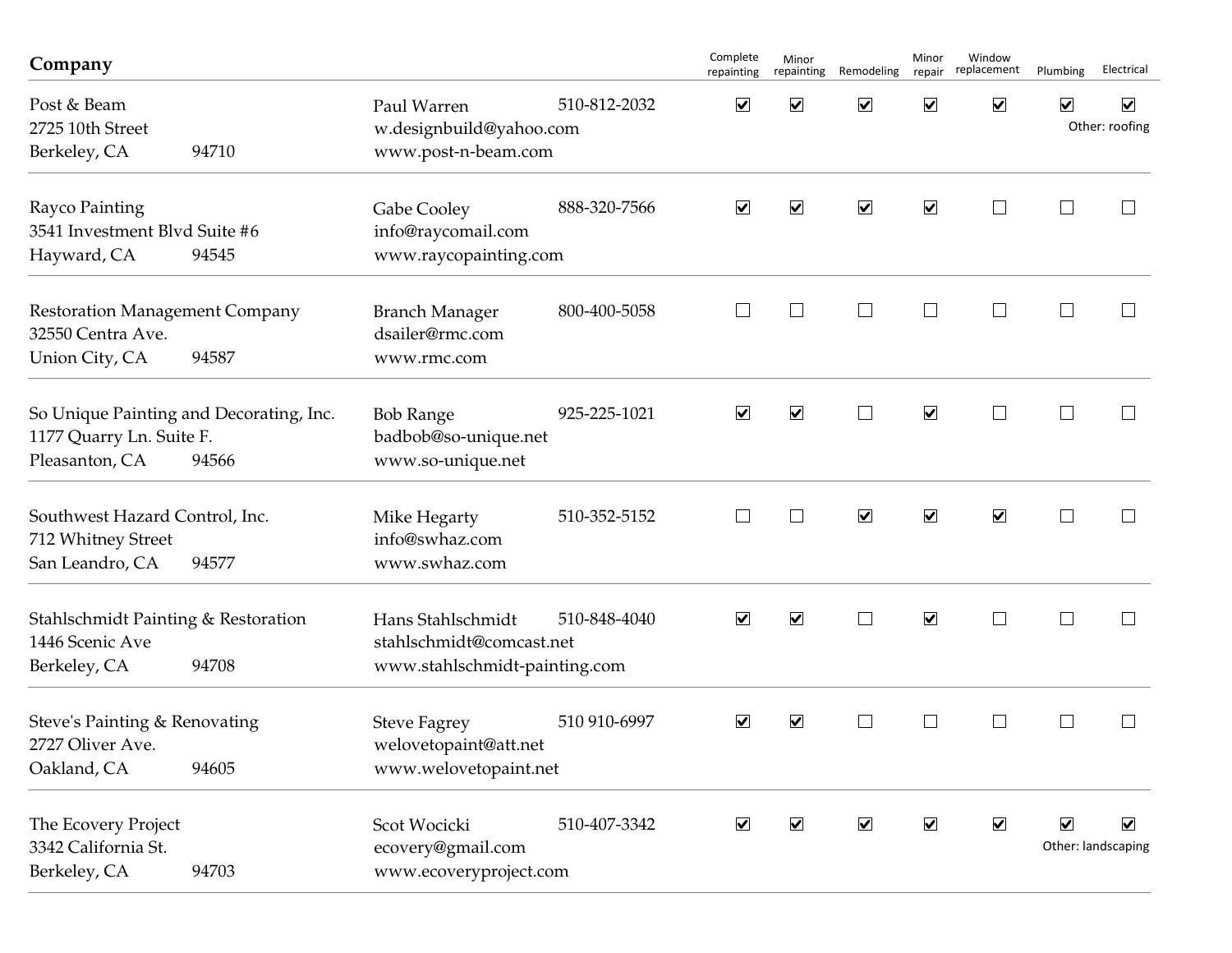| Company | Contact | Phone | Complete repainting | Minor repainting | Remodeling | Minor repair | Window replacement | Plumbing | Electrical |
|---|---|---|---|---|---|---|---|---|---|
| Post & Beam<br>2725 10th Street<br>Berkeley, CA 94710 | Paul Warren<br>w.designbuild@yahoo.com<br>www.post-n-beam.com | 510-812-2032 | ☑ | ☑ | ☑ | ☑ | ☑ | ☑ | ☑<br>Other: roofing |
| Rayco Painting<br>3541 Investment Blvd Suite #6<br>Hayward, CA 94545 | Gabe Cooley<br>info@raycomail.com<br>www.raycopainting.com | 888-320-7566 | ☑ | ☑ | ☑ | ☑ | ☐ | ☐ | ☐ |
| Restoration Management Company<br>32550 Centra Ave.<br>Union City, CA 94587 | Branch Manager<br>dsailer@rmc.com<br>www.rmc.com | 800-400-5058 | ☐ | ☐ | ☐ | ☐ | ☐ | ☐ | ☐ |
| So Unique Painting and Decorating, Inc.<br>1177 Quarry Ln. Suite F.<br>Pleasanton, CA 94566 | Bob Range<br>badbob@so-unique.net<br>www.so-unique.net | 925-225-1021 | ☑ | ☑ | ☐ | ☑ | ☐ | ☐ | ☐ |
| Southwest Hazard Control, Inc.<br>712 Whitney Street<br>San Leandro, CA 94577 | Mike Hegarty<br>info@swhaz.com<br>www.swhaz.com | 510-352-5152 | ☐ | ☐ | ☑ | ☑ | ☑ | ☐ | ☐ |
| Stahlschmidt Painting & Restoration<br>1446 Scenic Ave<br>Berkeley, CA 94708 | Hans Stahlschmidt<br>stahlschmidt@comcast.net<br>www.stahlschmidt-painting.com | 510-848-4040 | ☑ | ☑ | ☐ | ☑ | ☐ | ☐ | ☐ |
| Steve's Painting & Renovating<br>2727 Oliver Ave.<br>Oakland, CA 94605 | Steve Fagrey<br>welovetopaint@att.net<br>www.welovetopaint.net | 510 910-6997 | ☑ | ☑ | ☐ | ☐ | ☐ | ☐ | ☐ |
| The Ecovery Project<br>3342 California St.<br>Berkeley, CA 94703 | Scot Wocicki<br>ecovery@gmail.com<br>www.ecoveryproject.com | 510-407-3342 | ☑ | ☑ | ☑ | ☑ | ☑ | ☑ | ☑<br>Other: landscaping |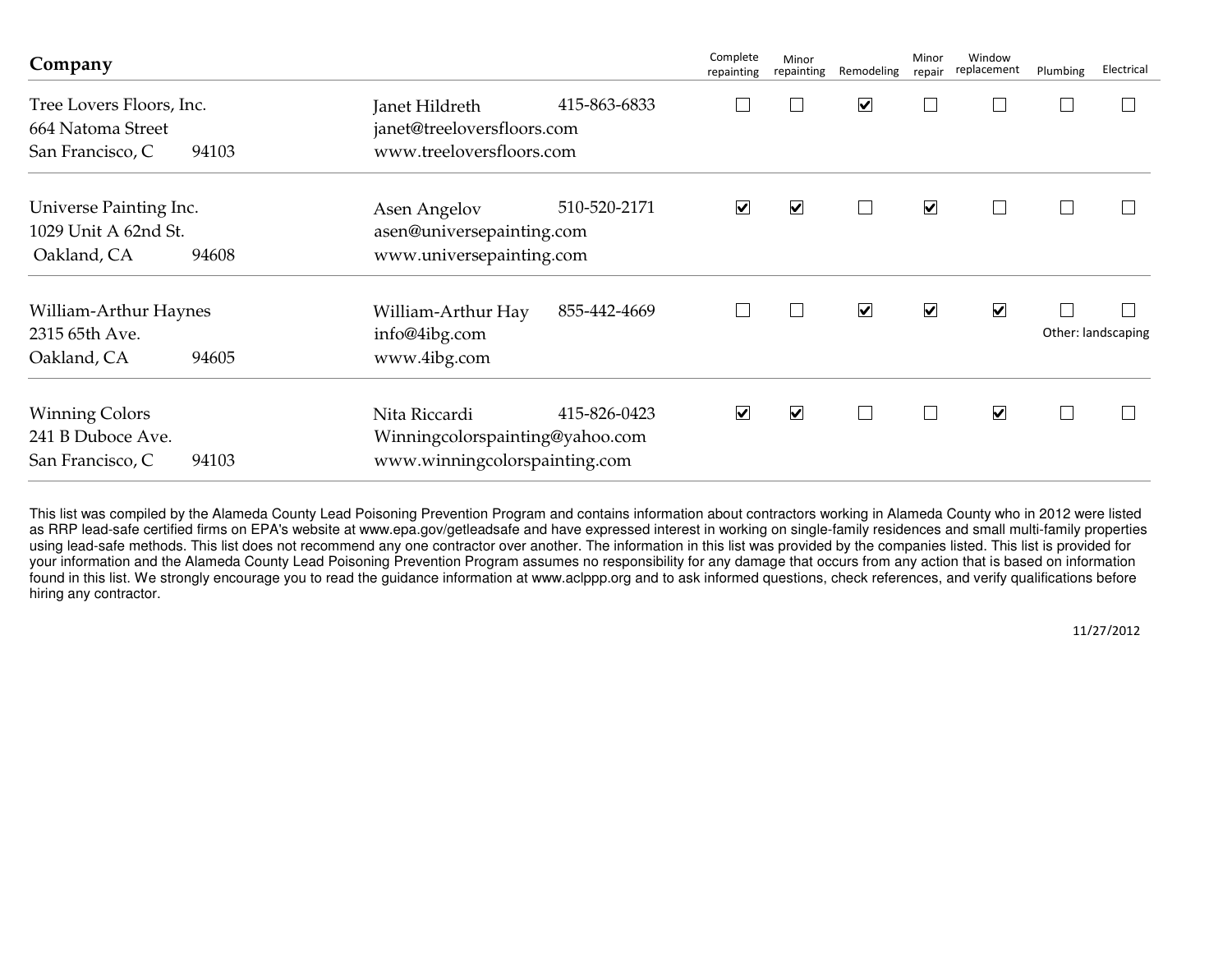| Company | Contact | Phone | Complete repainting | Minor repainting | Remodeling | Minor repair | Window replacement | Plumbing | Electrical |
|---|---|---|---|---|---|---|---|---|---|
| Tree Lovers Floors, Inc.<br>664 Natoma Street<br>San Francisco, C 94103 | Janet Hildreth<br>janet@treeloversfloors.com<br>www.treeloversfloors.com | 415-863-6833 | ☐ | ☐ | ☑ | ☐ | ☐ | ☐ | ☐ |
| Universe Painting Inc.<br>1029 Unit A 62nd St.<br>Oakland, CA 94608 | Asen Angelov<br>asen@universepainting.com<br>www.universepainting.com | 510-520-2171 | ☑ | ☑ | ☐ | ☑ | ☐ | ☐ | ☐ |
| William-Arthur Haynes<br>2315 65th Ave.<br>Oakland, CA 94605 | William-Arthur Hay<br>info@4ibg.com<br>www.4ibg.com | 855-442-4669 | ☐ | ☐ | ☑ | ☑ | ☑ | ☐ | ☐ Other: landscaping |
| Winning Colors<br>241 B Duboce Ave.<br>San Francisco, C 94103 | Nita Riccardi<br>Winningcolorspainting@yahoo.com<br>www.winningcolorspainting.com | 415-826-0423 | ☑ | ☑ | ☐ | ☐ | ☑ | ☐ | ☐ |

This list was compiled by the Alameda County Lead Poisoning Prevention Program and contains information about contractors working in Alameda County who in 2012 were listed as RRP lead-safe certified firms on EPA's website at www.epa.gov/getleadsafe and have expressed interest in working on single-family residences and small multi-family properties using lead-safe methods. This list does not recommend any one contractor over another. The information in this list was provided by the companies listed. This list is provided for your information and the Alameda County Lead Poisoning Prevention Program assumes no responsibility for any damage that occurs from any action that is based on information found in this list. We strongly encourage you to read the guidance information at www.aclppp.org and to ask informed questions, check references, and verify qualifications before hiring any contractor.

11/27/2012